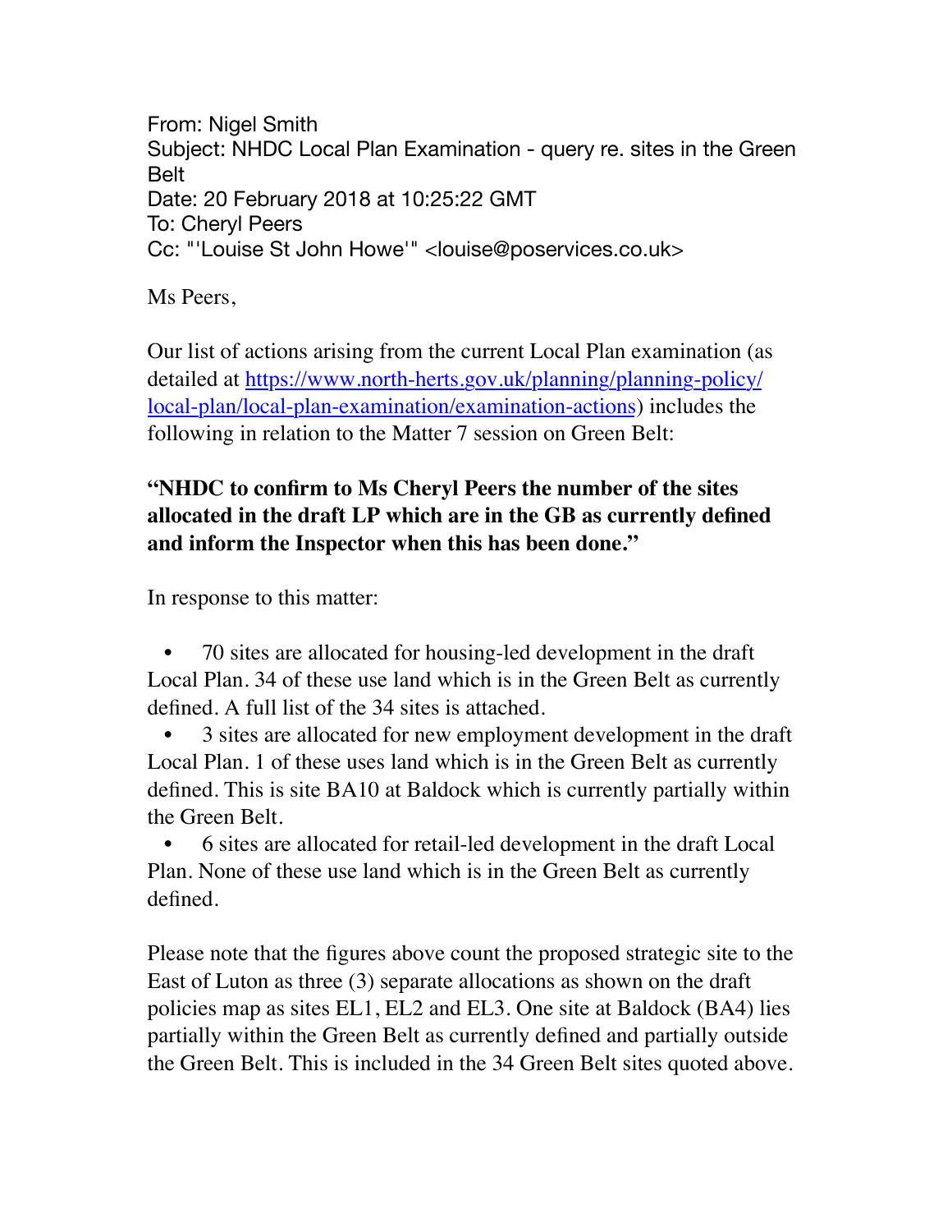From: Nigel Smith
Subject: NHDC Local Plan Examination - query re. sites in the Green Belt
Date: 20 February 2018 at 10:25:22 GMT
To: Cheryl Peers
Cc: "'Louise St John Howe'" <louise@poservices.co.uk>

Ms Peers,

Our list of actions arising from the current Local Plan examination (as detailed at [https://www.north-herts.gov.uk/planning/planning-policy/local-plan/local-plan-examination/examination-actions](https://www.north-herts.gov.uk/planning/planning-policy/local-plan/local-plan-examination/examination-actions)) includes the following in relation to the Matter 7 session on Green Belt:

**"NHDC to confirm to Ms Cheryl Peers the number of the sites allocated in the draft LP which are in the GB as currently defined and inform the Inspector when this has been done."**

In response to this matter:

- 70 sites are allocated for housing-led development in the draft Local Plan. 34 of these use land which is in the Green Belt as currently defined. A full list of the 34 sites is attached.
- 3 sites are allocated for new employment development in the draft Local Plan. 1 of these uses land which is in the Green Belt as currently defined. This is site BA10 at Baldock which is currently partially within the Green Belt.
- 6 sites are allocated for retail-led development in the draft Local Plan. None of these use land which is in the Green Belt as currently defined.

Please note that the figures above count the proposed strategic site to the East of Luton as three (3) separate allocations as shown on the draft policies map as sites EL1, EL2 and EL3. One site at Baldock (BA4) lies partially within the Green Belt as currently defined and partially outside the Green Belt. This is included in the 34 Green Belt sites quoted above.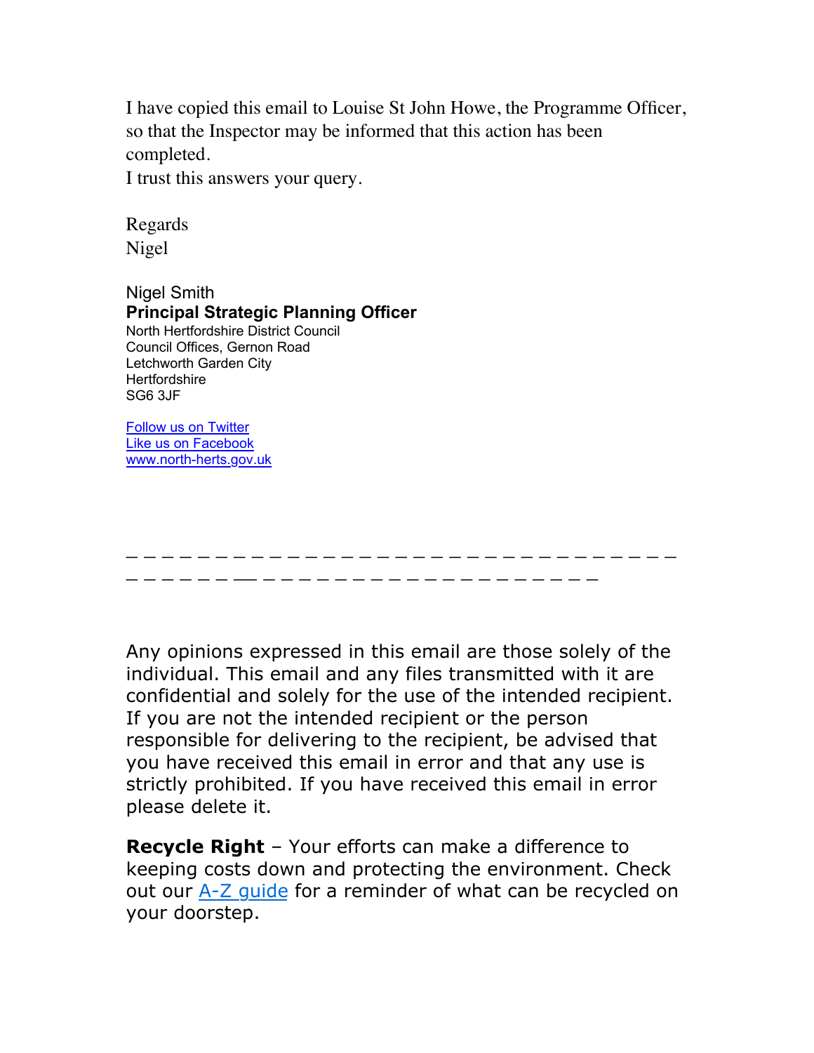I have copied this email to Louise St John Howe, the Programme Officer, so that the Inspector may be informed that this action has been completed.
I trust this answers your query.

Regards
Nigel

Nigel Smith
**Principal Strategic Planning Officer**
North Hertfordshire District Council
Council Offices, Gernon Road
Letchworth Garden City
Hertfordshire
SG6 3JF

Follow us on Twitter
Like us on Facebook
www.north-herts.gov.uk

_ _ _ _ _ _ _ _ _ _ _ _ _ _ _ _ _ _ _ _ _ _ _ _ _ _ _ _ _ _ _ _ _ _ _ _ _ _ _ _ _ _ _ _ _ _ _ _ _ _ _ _ _ _ _ _ _ _ _

Any opinions expressed in this email are those solely of the individual. This email and any files transmitted with it are confidential and solely for the use of the intended recipient. If you are not the intended recipient or the person responsible for delivering to the recipient, be advised that you have received this email in error and that any use is strictly prohibited. If you have received this email in error please delete it.

**Recycle Right** – Your efforts can make a difference to keeping costs down and protecting the environment. Check out our A-Z guide for a reminder of what can be recycled on your doorstep.